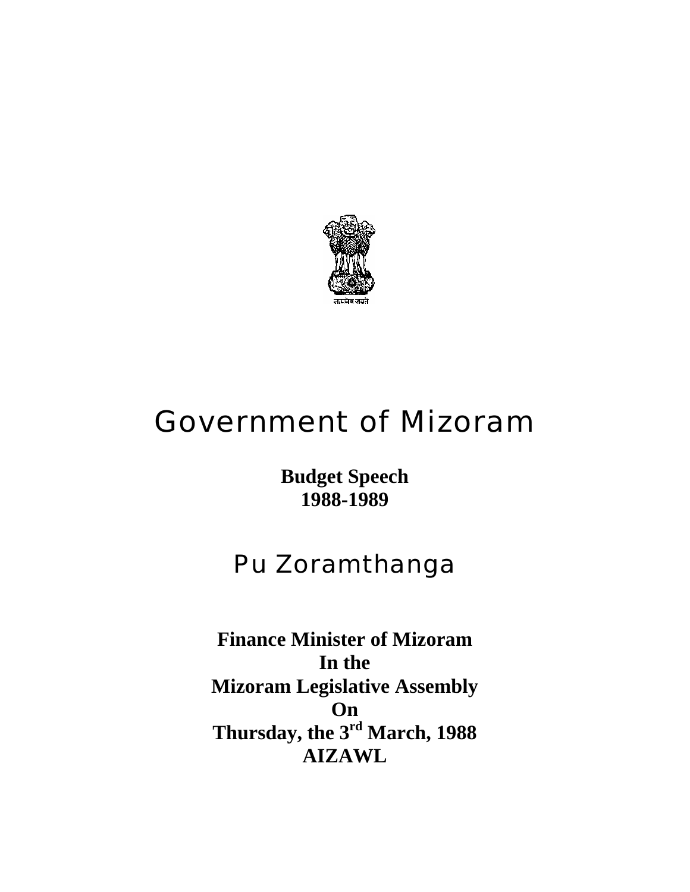सत्यमेव जयते

# Government of Mizoram

**Budget Speech**
**1988-1989**

## Pu Zoramthanga

**Finance Minister of Mizoram**
**In the**
**Mizoram Legislative Assembly**
**On**
**Thursday, the 3rd March, 1988**
**AIZAWL**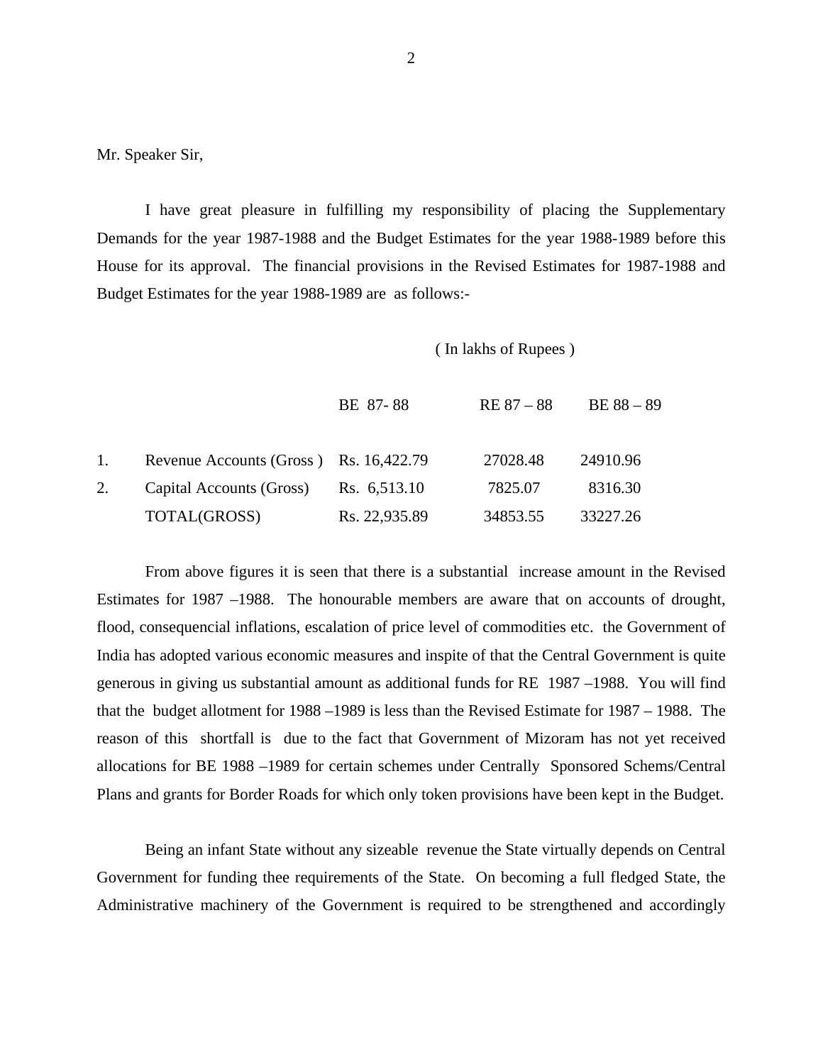Mr. Speaker Sir,

I have great pleasure in fulfilling my responsibility of placing the Supplementary Demands for the year 1987-1988 and the Budget Estimates for the year 1988-1989 before this House for its approval. The financial provisions in the Revised Estimates for 1987-1988 and Budget Estimates for the year 1988-1989 are as follows:-

( In lakhs of Rupees )

| | | BE 87- 88 | RE 87 – 88 | BE 88 – 89 |
|---|---|---|---|---|
| 1. | Revenue Accounts (Gross ) | Rs. 16,422.79 | 27028.48 | 24910.96 |
| 2. | Capital Accounts (Gross) | Rs. 6,513.10 | 7825.07 | 8316.30 |
| | TOTAL(GROSS) | Rs. 22,935.89 | 34853.55 | 33227.26 |

From above figures it is seen that there is a substantial increase amount in the Revised Estimates for 1987 –1988. The honourable members are aware that on accounts of drought, flood, consequencial inflations, escalation of price level of commodities etc. the Government of India has adopted various economic measures and inspite of that the Central Government is quite generous in giving us substantial amount as additional funds for RE 1987 –1988. You will find that the budget allotment for 1988 –1989 is less than the Revised Estimate for 1987 – 1988. The reason of this shortfall is due to the fact that Government of Mizoram has not yet received allocations for BE 1988 –1989 for certain schemes under Centrally Sponsored Schems/Central Plans and grants for Border Roads for which only token provisions have been kept in the Budget.

Being an infant State without any sizeable revenue the State virtually depends on Central Government for funding thee requirements of the State. On becoming a full fledged State, the Administrative machinery of the Government is required to be strengthened and accordingly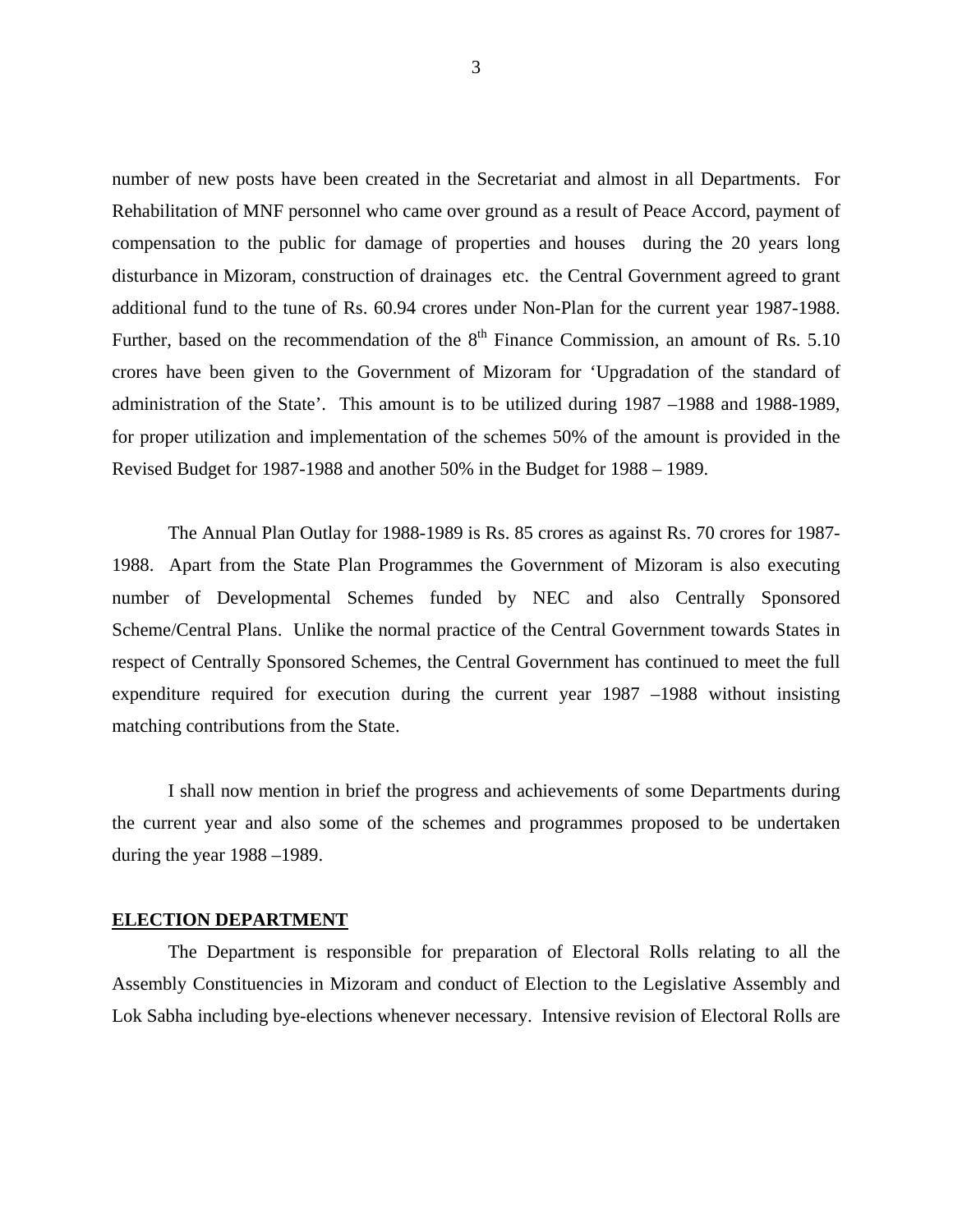number of new posts have been created in the Secretariat and almost in all Departments. For Rehabilitation of MNF personnel who came over ground as a result of Peace Accord, payment of compensation to the public for damage of properties and houses during the 20 years long disturbance in Mizoram, construction of drainages etc. the Central Government agreed to grant additional fund to the tune of Rs. 60.94 crores under Non-Plan for the current year 1987-1988. Further, based on the recommendation of the 8th Finance Commission, an amount of Rs. 5.10 crores have been given to the Government of Mizoram for 'Upgradation of the standard of administration of the State'. This amount is to be utilized during 1987 –1988 and 1988-1989, for proper utilization and implementation of the schemes 50% of the amount is provided in the Revised Budget for 1987-1988 and another 50% in the Budget for 1988 – 1989.

The Annual Plan Outlay for 1988-1989 is Rs. 85 crores as against Rs. 70 crores for 1987-1988. Apart from the State Plan Programmes the Government of Mizoram is also executing number of Developmental Schemes funded by NEC and also Centrally Sponsored Scheme/Central Plans. Unlike the normal practice of the Central Government towards States in respect of Centrally Sponsored Schemes, the Central Government has continued to meet the full expenditure required for execution during the current year 1987 –1988 without insisting matching contributions from the State.

I shall now mention in brief the progress and achievements of some Departments during the current year and also some of the schemes and programmes proposed to be undertaken during the year 1988 –1989.

## ELECTION DEPARTMENT

The Department is responsible for preparation of Electoral Rolls relating to all the Assembly Constituencies in Mizoram and conduct of Election to the Legislative Assembly and Lok Sabha including bye-elections whenever necessary. Intensive revision of Electoral Rolls are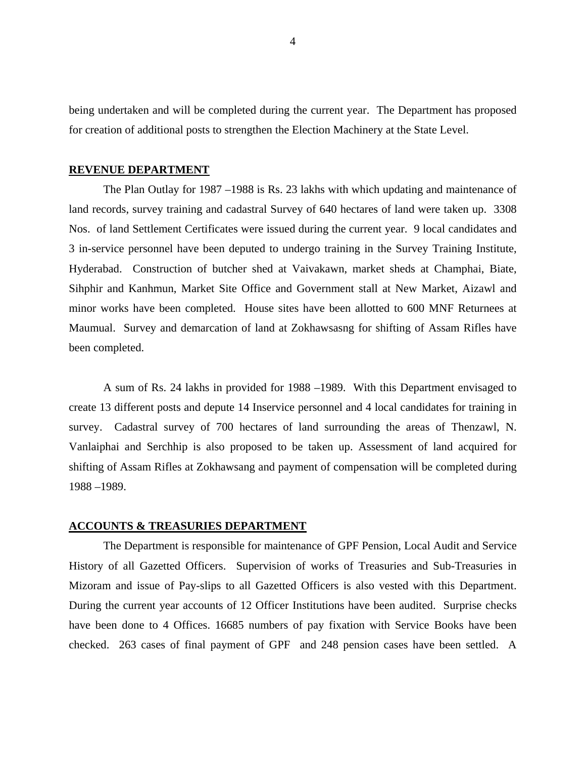being undertaken and will be completed during the current year. The Department has proposed for creation of additional posts to strengthen the Election Machinery at the State Level.

## REVENUE DEPARTMENT

The Plan Outlay for 1987 –1988 is Rs. 23 lakhs with which updating and maintenance of land records, survey training and cadastral Survey of 640 hectares of land were taken up. 3308 Nos. of land Settlement Certificates were issued during the current year. 9 local candidates and 3 in-service personnel have been deputed to undergo training in the Survey Training Institute, Hyderabad. Construction of butcher shed at Vaivakawn, market sheds at Champhai, Biate, Sihphir and Kanhmun, Market Site Office and Government stall at New Market, Aizawl and minor works have been completed. House sites have been allotted to 600 MNF Returnees at Maumual. Survey and demarcation of land at Zokhawsasng for shifting of Assam Rifles have been completed.

A sum of Rs. 24 lakhs in provided for 1988 –1989. With this Department envisaged to create 13 different posts and depute 14 Inservice personnel and 4 local candidates for training in survey. Cadastral survey of 700 hectares of land surrounding the areas of Thenzawl, N. Vanlaiphai and Serchhip is also proposed to be taken up. Assessment of land acquired for shifting of Assam Rifles at Zokhawsang and payment of compensation will be completed during 1988 –1989.

## ACCOUNTS & TREASURIES DEPARTMENT

The Department is responsible for maintenance of GPF Pension, Local Audit and Service History of all Gazetted Officers. Supervision of works of Treasuries and Sub-Treasuries in Mizoram and issue of Pay-slips to all Gazetted Officers is also vested with this Department. During the current year accounts of 12 Officer Institutions have been audited. Surprise checks have been done to 4 Offices. 16685 numbers of pay fixation with Service Books have been checked. 263 cases of final payment of GPF and 248 pension cases have been settled. A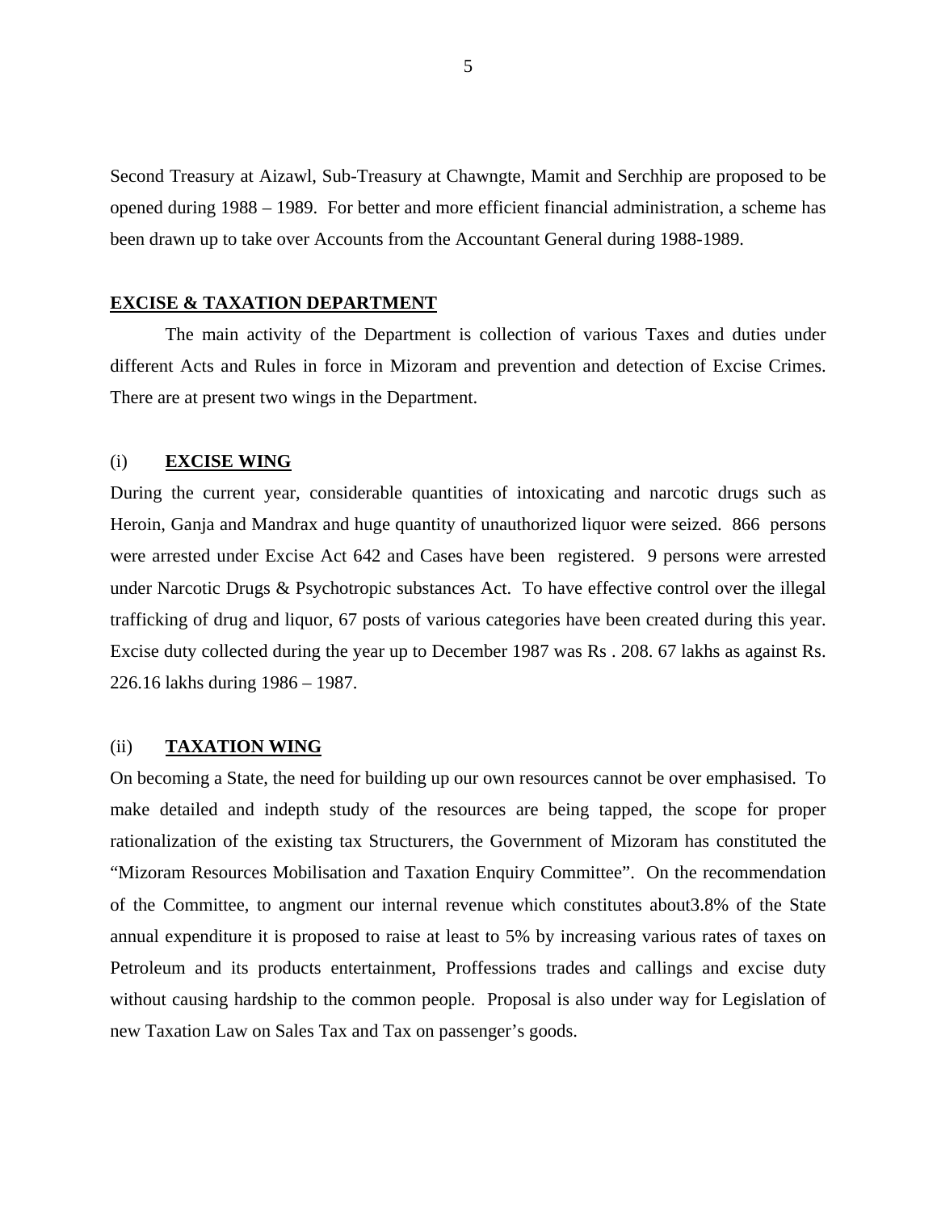Second Treasury at Aizawl, Sub-Treasury at Chawngte, Mamit and Serchhip are proposed to be opened during 1988 – 1989. For better and more efficient financial administration, a scheme has been drawn up to take over Accounts from the Accountant General during 1988-1989.

**EXCISE & TAXATION DEPARTMENT**

The main activity of the Department is collection of various Taxes and duties under different Acts and Rules in force in Mizoram and prevention and detection of Excise Crimes. There are at present two wings in the Department.

(i) **EXCISE WING**

During the current year, considerable quantities of intoxicating and narcotic drugs such as Heroin, Ganja and Mandrax and huge quantity of unauthorized liquor were seized. 866 persons were arrested under Excise Act 642 and Cases have been registered. 9 persons were arrested under Narcotic Drugs & Psychotropic substances Act. To have effective control over the illegal trafficking of drug and liquor, 67 posts of various categories have been created during this year. Excise duty collected during the year up to December 1987 was Rs . 208. 67 lakhs as against Rs. 226.16 lakhs during 1986 – 1987.

(ii) **TAXATION WING**

On becoming a State, the need for building up our own resources cannot be over emphasised. To make detailed and indepth study of the resources are being tapped, the scope for proper rationalization of the existing tax Structurers, the Government of Mizoram has constituted the "Mizoram Resources Mobilisation and Taxation Enquiry Committee". On the recommendation of the Committee, to angment our internal revenue which constitutes about3.8% of the State annual expenditure it is proposed to raise at least to 5% by increasing various rates of taxes on Petroleum and its products entertainment, Proffessions trades and callings and excise duty without causing hardship to the common people. Proposal is also under way for Legislation of new Taxation Law on Sales Tax and Tax on passenger's goods.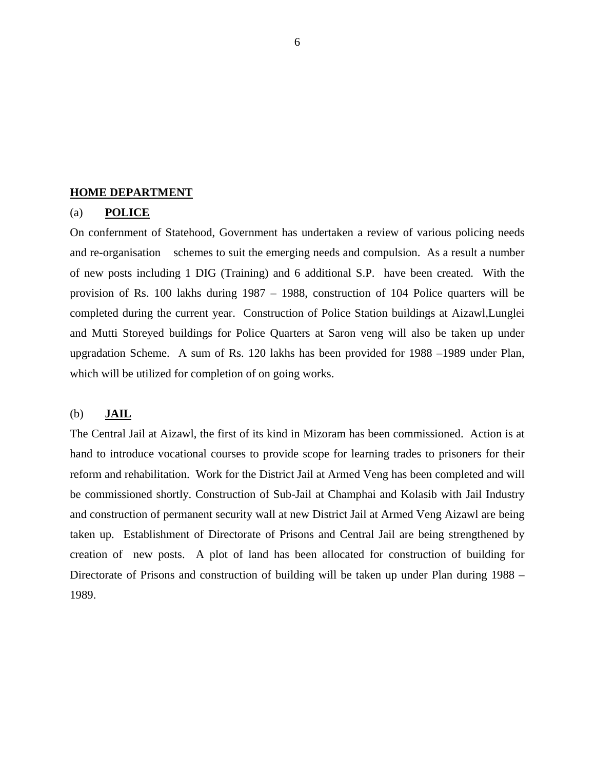## HOME DEPARTMENT

### (a) POLICE

On confernment of Statehood, Government has undertaken a review of various policing needs and re-organisation schemes to suit the emerging needs and compulsion. As a result a number of new posts including 1 DIG (Training) and 6 additional S.P. have been created. With the provision of Rs. 100 lakhs during 1987 – 1988, construction of 104 Police quarters will be completed during the current year. Construction of Police Station buildings at Aizawl,Lunglei and Mutti Storeyed buildings for Police Quarters at Saron veng will also be taken up under upgradation Scheme. A sum of Rs. 120 lakhs has been provided for 1988 –1989 under Plan, which will be utilized for completion of on going works.

### (b) JAIL

The Central Jail at Aizawl, the first of its kind in Mizoram has been commissioned. Action is at hand to introduce vocational courses to provide scope for learning trades to prisoners for their reform and rehabilitation. Work for the District Jail at Armed Veng has been completed and will be commissioned shortly. Construction of Sub-Jail at Champhai and Kolasib with Jail Industry and construction of permanent security wall at new District Jail at Armed Veng Aizawl are being taken up. Establishment of Directorate of Prisons and Central Jail are being strengthened by creation of new posts. A plot of land has been allocated for construction of building for Directorate of Prisons and construction of building will be taken up under Plan during 1988 – 1989.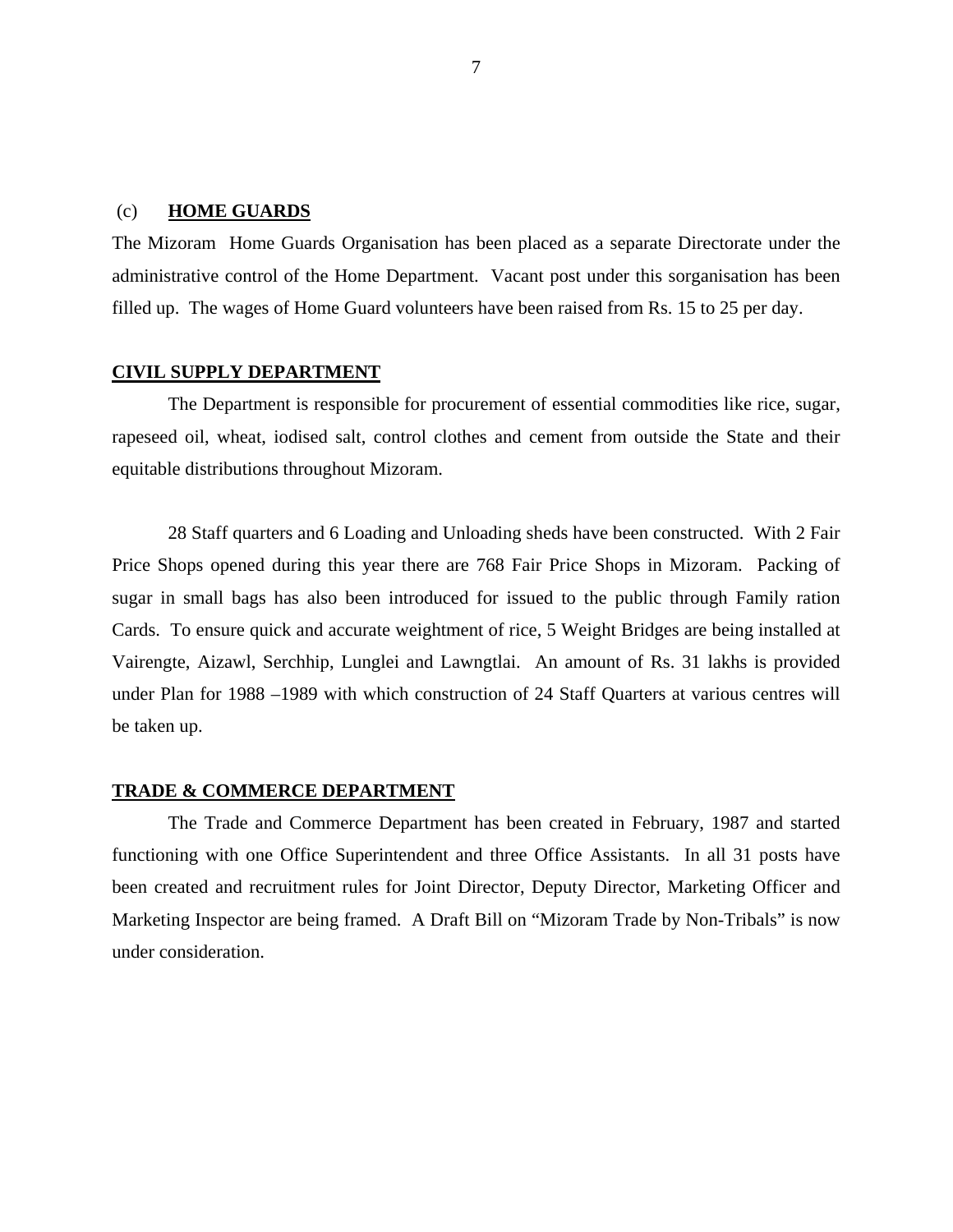## (c) **HOME GUARDS**

The Mizoram Home Guards Organisation has been placed as a separate Directorate under the administrative control of the Home Department. Vacant post under this sorganisation has been filled up. The wages of Home Guard volunteers have been raised from Rs. 15 to 25 per day.

## CIVIL SUPPLY DEPARTMENT

The Department is responsible for procurement of essential commodities like rice, sugar, rapeseed oil, wheat, iodised salt, control clothes and cement from outside the State and their equitable distributions throughout Mizoram.

28 Staff quarters and 6 Loading and Unloading sheds have been constructed. With 2 Fair Price Shops opened during this year there are 768 Fair Price Shops in Mizoram. Packing of sugar in small bags has also been introduced for issued to the public through Family ration Cards. To ensure quick and accurate weightment of rice, 5 Weight Bridges are being installed at Vairengte, Aizawl, Serchhip, Lunglei and Lawngtlai. An amount of Rs. 31 lakhs is provided under Plan for 1988 –1989 with which construction of 24 Staff Quarters at various centres will be taken up.

## TRADE & COMMERCE DEPARTMENT

The Trade and Commerce Department has been created in February, 1987 and started functioning with one Office Superintendent and three Office Assistants. In all 31 posts have been created and recruitment rules for Joint Director, Deputy Director, Marketing Officer and Marketing Inspector are being framed. A Draft Bill on "Mizoram Trade by Non-Tribals" is now under consideration.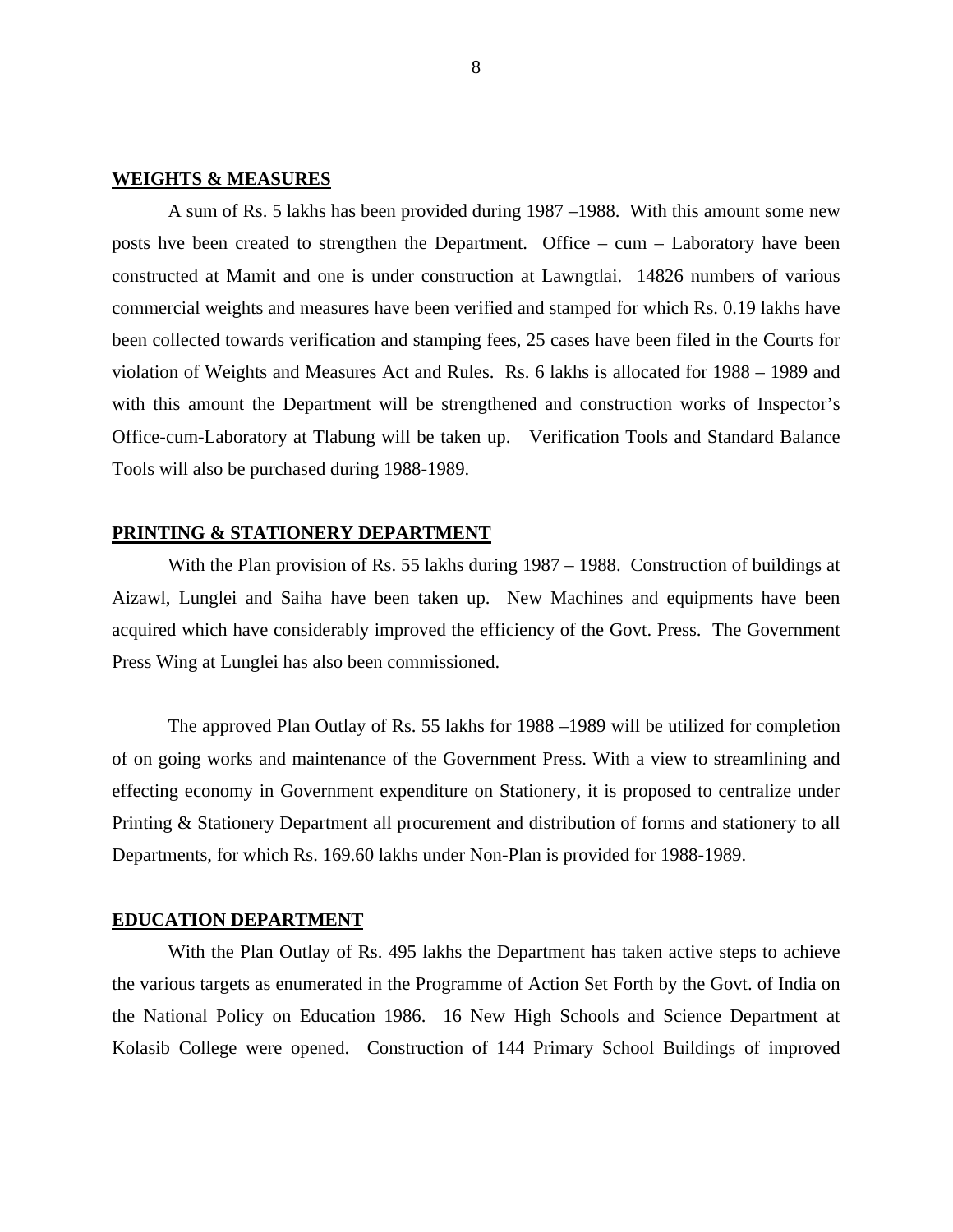## WEIGHTS & MEASURES

A sum of Rs. 5 lakhs has been provided during 1987 –1988. With this amount some new posts hve been created to strengthen the Department. Office – cum – Laboratory have been constructed at Mamit and one is under construction at Lawngtlai. 14826 numbers of various commercial weights and measures have been verified and stamped for which Rs. 0.19 lakhs have been collected towards verification and stamping fees, 25 cases have been filed in the Courts for violation of Weights and Measures Act and Rules. Rs. 6 lakhs is allocated for 1988 – 1989 and with this amount the Department will be strengthened and construction works of Inspector's Office-cum-Laboratory at Tlabung will be taken up. Verification Tools and Standard Balance Tools will also be purchased during 1988-1989.

## PRINTING & STATIONERY DEPARTMENT

With the Plan provision of Rs. 55 lakhs during 1987 – 1988. Construction of buildings at Aizawl, Lunglei and Saiha have been taken up. New Machines and equipments have been acquired which have considerably improved the efficiency of the Govt. Press. The Government Press Wing at Lunglei has also been commissioned.

The approved Plan Outlay of Rs. 55 lakhs for 1988 –1989 will be utilized for completion of on going works and maintenance of the Government Press. With a view to streamlining and effecting economy in Government expenditure on Stationery, it is proposed to centralize under Printing & Stationery Department all procurement and distribution of forms and stationery to all Departments, for which Rs. 169.60 lakhs under Non-Plan is provided for 1988-1989.

## EDUCATION DEPARTMENT

With the Plan Outlay of Rs. 495 lakhs the Department has taken active steps to achieve the various targets as enumerated in the Programme of Action Set Forth by the Govt. of India on the National Policy on Education 1986. 16 New High Schools and Science Department at Kolasib College were opened. Construction of 144 Primary School Buildings of improved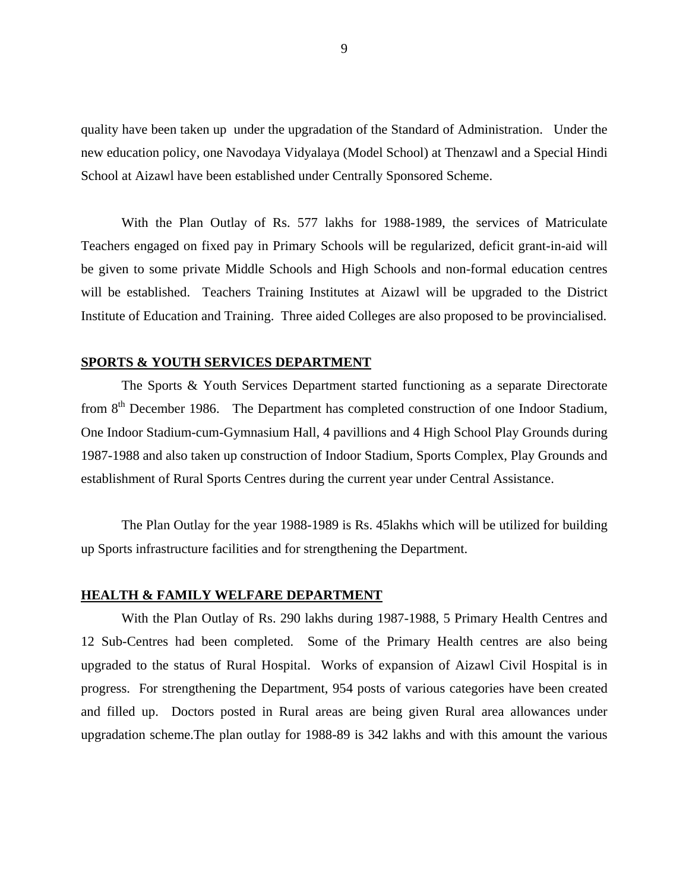quality have been taken up under the upgradation of the Standard of Administration. Under the new education policy, one Navodaya Vidyalaya (Model School) at Thenzawl and a Special Hindi School at Aizawl have been established under Centrally Sponsored Scheme.

With the Plan Outlay of Rs. 577 lakhs for 1988-1989, the services of Matriculate Teachers engaged on fixed pay in Primary Schools will be regularized, deficit grant-in-aid will be given to some private Middle Schools and High Schools and non-formal education centres will be established. Teachers Training Institutes at Aizawl will be upgraded to the District Institute of Education and Training. Three aided Colleges are also proposed to be provincialised.

**SPORTS & YOUTH SERVICES DEPARTMENT**

The Sports & Youth Services Department started functioning as a separate Directorate from 8th December 1986. The Department has completed construction of one Indoor Stadium, One Indoor Stadium-cum-Gymnasium Hall, 4 pavillions and 4 High School Play Grounds during 1987-1988 and also taken up construction of Indoor Stadium, Sports Complex, Play Grounds and establishment of Rural Sports Centres during the current year under Central Assistance.

The Plan Outlay for the year 1988-1989 is Rs. 45lakhs which will be utilized for building up Sports infrastructure facilities and for strengthening the Department.

**HEALTH & FAMILY WELFARE DEPARTMENT**

With the Plan Outlay of Rs. 290 lakhs during 1987-1988, 5 Primary Health Centres and 12 Sub-Centres had been completed. Some of the Primary Health centres are also being upgraded to the status of Rural Hospital. Works of expansion of Aizawl Civil Hospital is in progress. For strengthening the Department, 954 posts of various categories have been created and filled up. Doctors posted in Rural areas are being given Rural area allowances under upgradation scheme.The plan outlay for 1988-89 is 342 lakhs and with this amount the various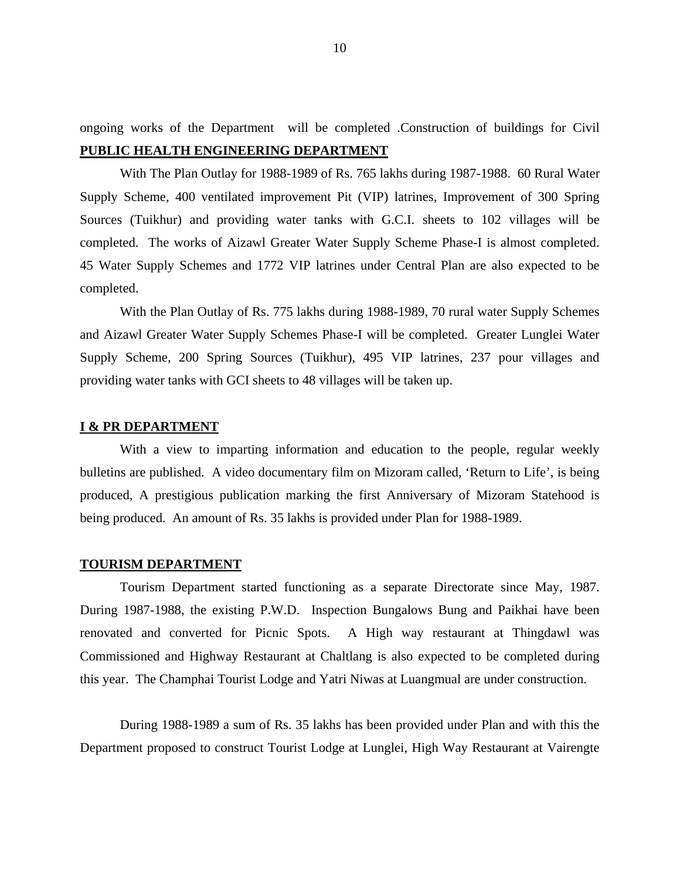ongoing works of the Department will be completed .Construction of buildings for Civil

**PUBLIC HEALTH ENGINEERING DEPARTMENT**

With The Plan Outlay for 1988-1989 of Rs. 765 lakhs during 1987-1988. 60 Rural Water Supply Scheme, 400 ventilated improvement Pit (VIP) latrines, Improvement of 300 Spring Sources (Tuikhur) and providing water tanks with G.C.I. sheets to 102 villages will be completed. The works of Aizawl Greater Water Supply Scheme Phase-I is almost completed. 45 Water Supply Schemes and 1772 VIP latrines under Central Plan are also expected to be completed.

With the Plan Outlay of Rs. 775 lakhs during 1988-1989, 70 rural water Supply Schemes and Aizawl Greater Water Supply Schemes Phase-I will be completed. Greater Lunglei Water Supply Scheme, 200 Spring Sources (Tuikhur), 495 VIP latrines, 237 pour villages and providing water tanks with GCI sheets to 48 villages will be taken up.

**I & PR DEPARTMENT**

With a view to imparting information and education to the people, regular weekly bulletins are published. A video documentary film on Mizoram called, 'Return to Life', is being produced, A prestigious publication marking the first Anniversary of Mizoram Statehood is being produced. An amount of Rs. 35 lakhs is provided under Plan for 1988-1989.

**TOURISM DEPARTMENT**

Tourism Department started functioning as a separate Directorate since May, 1987. During 1987-1988, the existing P.W.D. Inspection Bungalows Bung and Paikhai have been renovated and converted for Picnic Spots. A High way restaurant at Thingdawl was Commissioned and Highway Restaurant at Chaltlang is also expected to be completed during this year. The Champhai Tourist Lodge and Yatri Niwas at Luangmual are under construction.

During 1988-1989 a sum of Rs. 35 lakhs has been provided under Plan and with this the Department proposed to construct Tourist Lodge at Lunglei, High Way Restaurant at Vairengte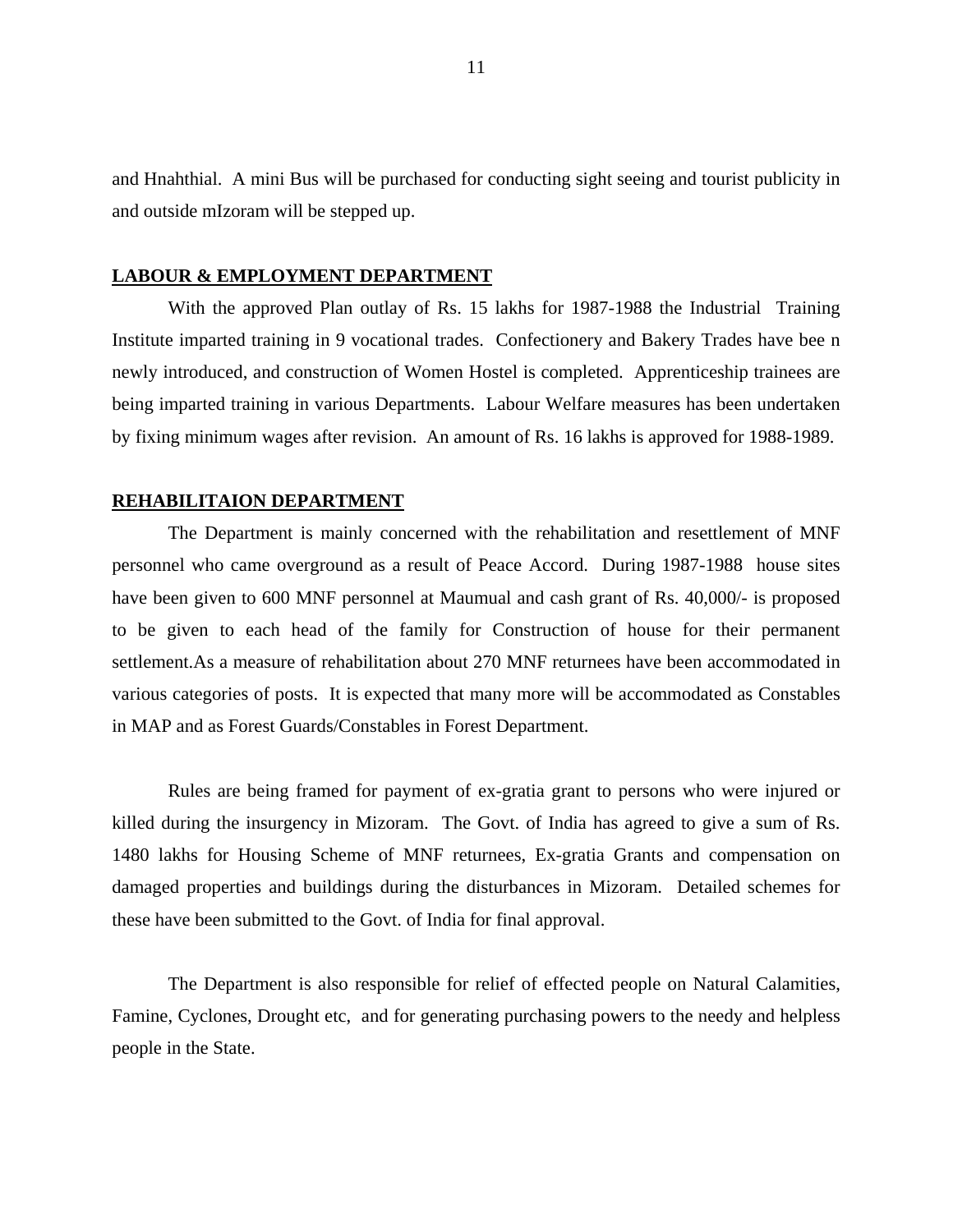and Hnahthial. A mini Bus will be purchased for conducting sight seeing and tourist publicity in and outside mIzoram will be stepped up.

**LABOUR & EMPLOYMENT DEPARTMENT**

With the approved Plan outlay of Rs. 15 lakhs for 1987-1988 the Industrial Training Institute imparted training in 9 vocational trades. Confectionery and Bakery Trades have bee n newly introduced, and construction of Women Hostel is completed. Apprenticeship trainees are being imparted training in various Departments. Labour Welfare measures has been undertaken by fixing minimum wages after revision. An amount of Rs. 16 lakhs is approved for 1988-1989.

**REHABILITAION DEPARTMENT**

The Department is mainly concerned with the rehabilitation and resettlement of MNF personnel who came overground as a result of Peace Accord. During 1987-1988 house sites have been given to 600 MNF personnel at Maumual and cash grant of Rs. 40,000/- is proposed to be given to each head of the family for Construction of house for their permanent settlement.As a measure of rehabilitation about 270 MNF returnees have been accommodated in various categories of posts. It is expected that many more will be accommodated as Constables in MAP and as Forest Guards/Constables in Forest Department.

Rules are being framed for payment of ex-gratia grant to persons who were injured or killed during the insurgency in Mizoram. The Govt. of India has agreed to give a sum of Rs. 1480 lakhs for Housing Scheme of MNF returnees, Ex-gratia Grants and compensation on damaged properties and buildings during the disturbances in Mizoram. Detailed schemes for these have been submitted to the Govt. of India for final approval.

The Department is also responsible for relief of effected people on Natural Calamities, Famine, Cyclones, Drought etc, and for generating purchasing powers to the needy and helpless people in the State.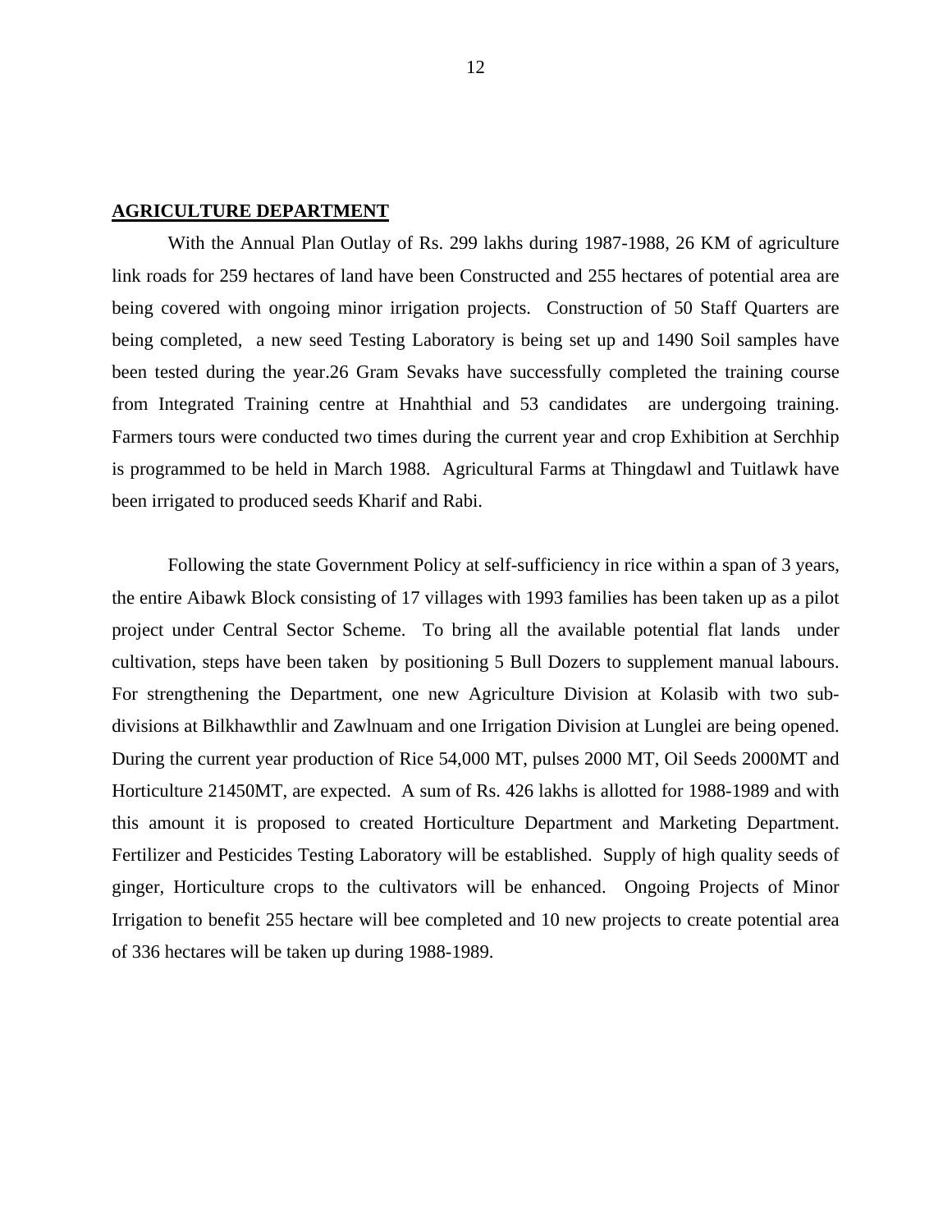## AGRICULTURE DEPARTMENT

With the Annual Plan Outlay of Rs. 299 lakhs during 1987-1988, 26 KM of agriculture link roads for 259 hectares of land have been Constructed and 255 hectares of potential area are being covered with ongoing minor irrigation projects. Construction of 50 Staff Quarters are being completed, a new seed Testing Laboratory is being set up and 1490 Soil samples have been tested during the year.26 Gram Sevaks have successfully completed the training course from Integrated Training centre at Hnahthial and 53 candidates are undergoing training. Farmers tours were conducted two times during the current year and crop Exhibition at Serchhip is programmed to be held in March 1988. Agricultural Farms at Thingdawl and Tuitlawk have been irrigated to produced seeds Kharif and Rabi.

Following the state Government Policy at self-sufficiency in rice within a span of 3 years, the entire Aibawk Block consisting of 17 villages with 1993 families has been taken up as a pilot project under Central Sector Scheme. To bring all the available potential flat lands under cultivation, steps have been taken by positioning 5 Bull Dozers to supplement manual labours. For strengthening the Department, one new Agriculture Division at Kolasib with two sub-divisions at Bilkhawthlir and Zawlnuam and one Irrigation Division at Lunglei are being opened. During the current year production of Rice 54,000 MT, pulses 2000 MT, Oil Seeds 2000MT and Horticulture 21450MT, are expected. A sum of Rs. 426 lakhs is allotted for 1988-1989 and with this amount it is proposed to created Horticulture Department and Marketing Department. Fertilizer and Pesticides Testing Laboratory will be established. Supply of high quality seeds of ginger, Horticulture crops to the cultivators will be enhanced. Ongoing Projects of Minor Irrigation to benefit 255 hectare will bee completed and 10 new projects to create potential area of 336 hectares will be taken up during 1988-1989.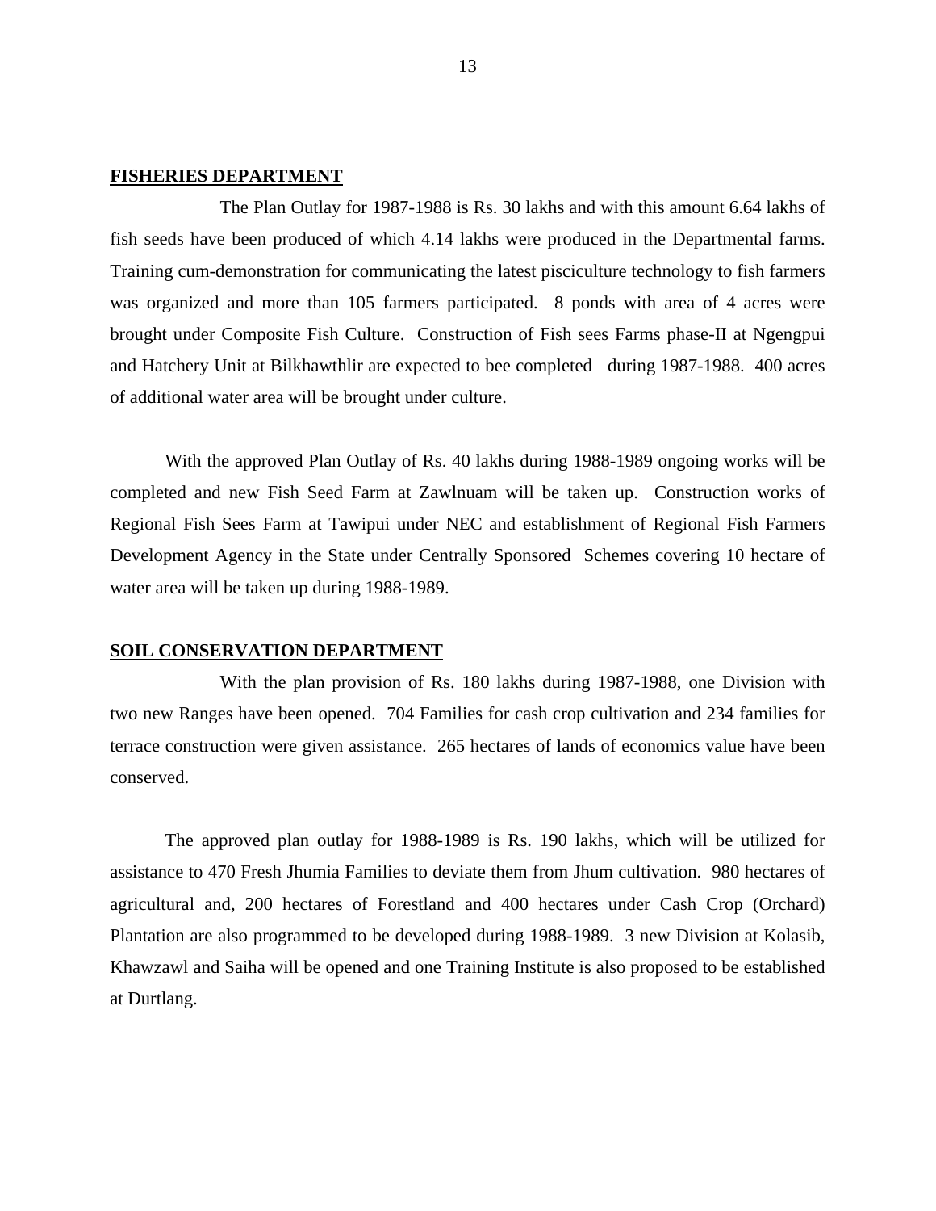**FISHERIES DEPARTMENT**

The Plan Outlay for 1987-1988 is Rs. 30 lakhs and with this amount 6.64 lakhs of fish seeds have been produced of which 4.14 lakhs were produced in the Departmental farms. Training cum-demonstration for communicating the latest pisciculture technology to fish farmers was organized and more than 105 farmers participated. 8 ponds with area of 4 acres were brought under Composite Fish Culture. Construction of Fish sees Farms phase-II at Ngengpui and Hatchery Unit at Bilkhawthlir are expected to bee completed during 1987-1988. 400 acres of additional water area will be brought under culture.

With the approved Plan Outlay of Rs. 40 lakhs during 1988-1989 ongoing works will be completed and new Fish Seed Farm at Zawlnuam will be taken up. Construction works of Regional Fish Sees Farm at Tawipui under NEC and establishment of Regional Fish Farmers Development Agency in the State under Centrally Sponsored Schemes covering 10 hectare of water area will be taken up during 1988-1989.

**SOIL CONSERVATION DEPARTMENT**

With the plan provision of Rs. 180 lakhs during 1987-1988, one Division with two new Ranges have been opened. 704 Families for cash crop cultivation and 234 families for terrace construction were given assistance. 265 hectares of lands of economics value have been conserved.

The approved plan outlay for 1988-1989 is Rs. 190 lakhs, which will be utilized for assistance to 470 Fresh Jhumia Families to deviate them from Jhum cultivation. 980 hectares of agricultural and, 200 hectares of Forestland and 400 hectares under Cash Crop (Orchard) Plantation are also programmed to be developed during 1988-1989. 3 new Division at Kolasib, Khawzawl and Saiha will be opened and one Training Institute is also proposed to be established at Durtlang.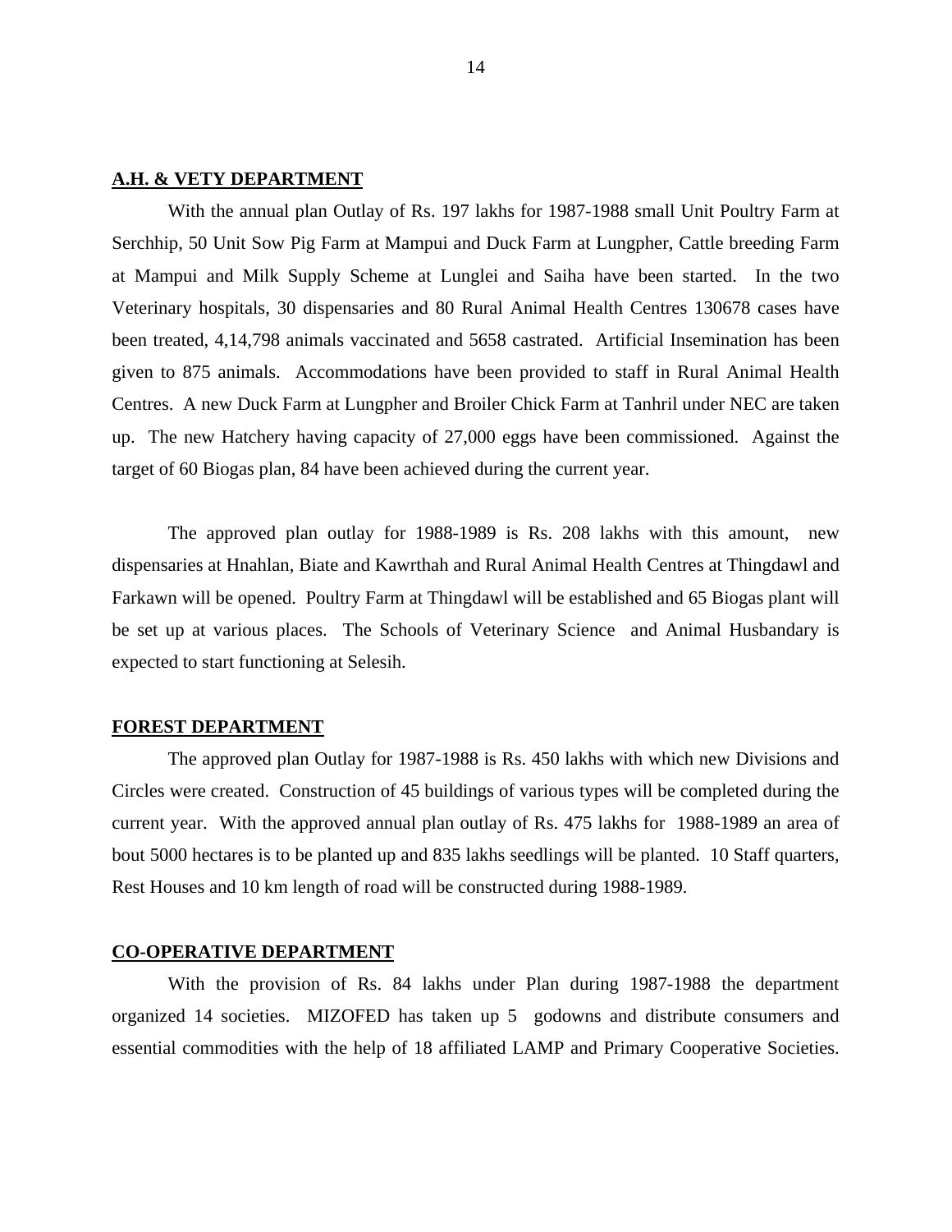**A.H. & VETY DEPARTMENT**

With the annual plan Outlay of Rs. 197 lakhs for 1987-1988 small Unit Poultry Farm at Serchhip, 50 Unit Sow Pig Farm at Mampui and Duck Farm at Lungpher, Cattle breeding Farm at Mampui and Milk Supply Scheme at Lunglei and Saiha have been started. In the two Veterinary hospitals, 30 dispensaries and 80 Rural Animal Health Centres 130678 cases have been treated, 4,14,798 animals vaccinated and 5658 castrated. Artificial Insemination has been given to 875 animals. Accommodations have been provided to staff in Rural Animal Health Centres. A new Duck Farm at Lungpher and Broiler Chick Farm at Tanhril under NEC are taken up. The new Hatchery having capacity of 27,000 eggs have been commissioned. Against the target of 60 Biogas plan, 84 have been achieved during the current year.

The approved plan outlay for 1988-1989 is Rs. 208 lakhs with this amount, new dispensaries at Hnahlan, Biate and Kawrthah and Rural Animal Health Centres at Thingdawl and Farkawn will be opened. Poultry Farm at Thingdawl will be established and 65 Biogas plant will be set up at various places. The Schools of Veterinary Science and Animal Husbandary is expected to start functioning at Selesih.

**FOREST DEPARTMENT**

The approved plan Outlay for 1987-1988 is Rs. 450 lakhs with which new Divisions and Circles were created. Construction of 45 buildings of various types will be completed during the current year. With the approved annual plan outlay of Rs. 475 lakhs for 1988-1989 an area of bout 5000 hectares is to be planted up and 835 lakhs seedlings will be planted. 10 Staff quarters, Rest Houses and 10 km length of road will be constructed during 1988-1989.

**CO-OPERATIVE DEPARTMENT**

With the provision of Rs. 84 lakhs under Plan during 1987-1988 the department organized 14 societies. MIZOFED has taken up 5 godowns and distribute consumers and essential commodities with the help of 18 affiliated LAMP and Primary Cooperative Societies.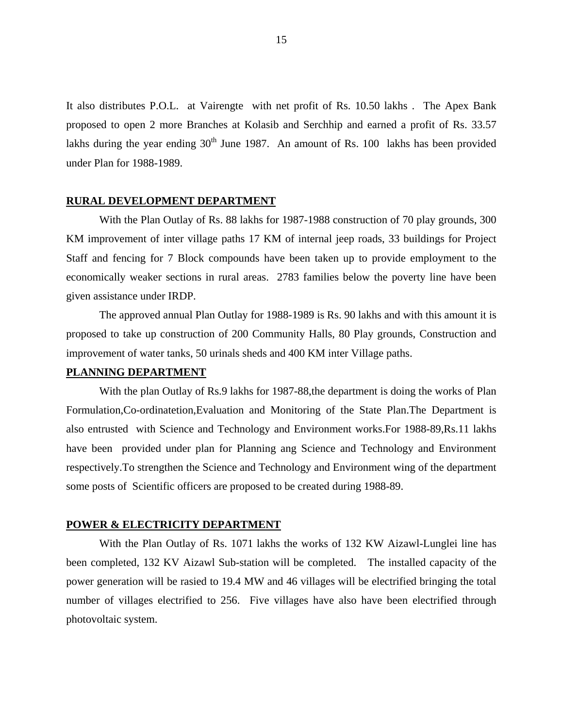It also distributes P.O.L. at Vairengte with net profit of Rs. 10.50 lakhs . The Apex Bank proposed to open 2 more Branches at Kolasib and Serchhip and earned a profit of Rs. 33.57 lakhs during the year ending 30th June 1987. An amount of Rs. 100 lakhs has been provided under Plan for 1988-1989.

## RURAL DEVELOPMENT DEPARTMENT

With the Plan Outlay of Rs. 88 lakhs for 1987-1988 construction of 70 play grounds, 300 KM improvement of inter village paths 17 KM of internal jeep roads, 33 buildings for Project Staff and fencing for 7 Block compounds have been taken up to provide employment to the economically weaker sections in rural areas. 2783 families below the poverty line have been given assistance under IRDP.

The approved annual Plan Outlay for 1988-1989 is Rs. 90 lakhs and with this amount it is proposed to take up construction of 200 Community Halls, 80 Play grounds, Construction and improvement of water tanks, 50 urinals sheds and 400 KM inter Village paths.

## PLANNING DEPARTMENT

With the plan Outlay of Rs.9 lakhs for 1987-88,the department is doing the works of Plan Formulation,Co-ordinatetion,Evaluation and Monitoring of the State Plan.The Department is also entrusted with Science and Technology and Environment works.For 1988-89,Rs.11 lakhs have been provided under plan for Planning ang Science and Technology and Environment respectively.To strengthen the Science and Technology and Environment wing of the department some posts of Scientific officers are proposed to be created during 1988-89.

## POWER & ELECTRICITY DEPARTMENT

With the Plan Outlay of Rs. 1071 lakhs the works of 132 KW Aizawl-Lunglei line has been completed, 132 KV Aizawl Sub-station will be completed. The installed capacity of the power generation will be rasied to 19.4 MW and 46 villages will be electrified bringing the total number of villages electrified to 256. Five villages have also have been electrified through photovoltaic system.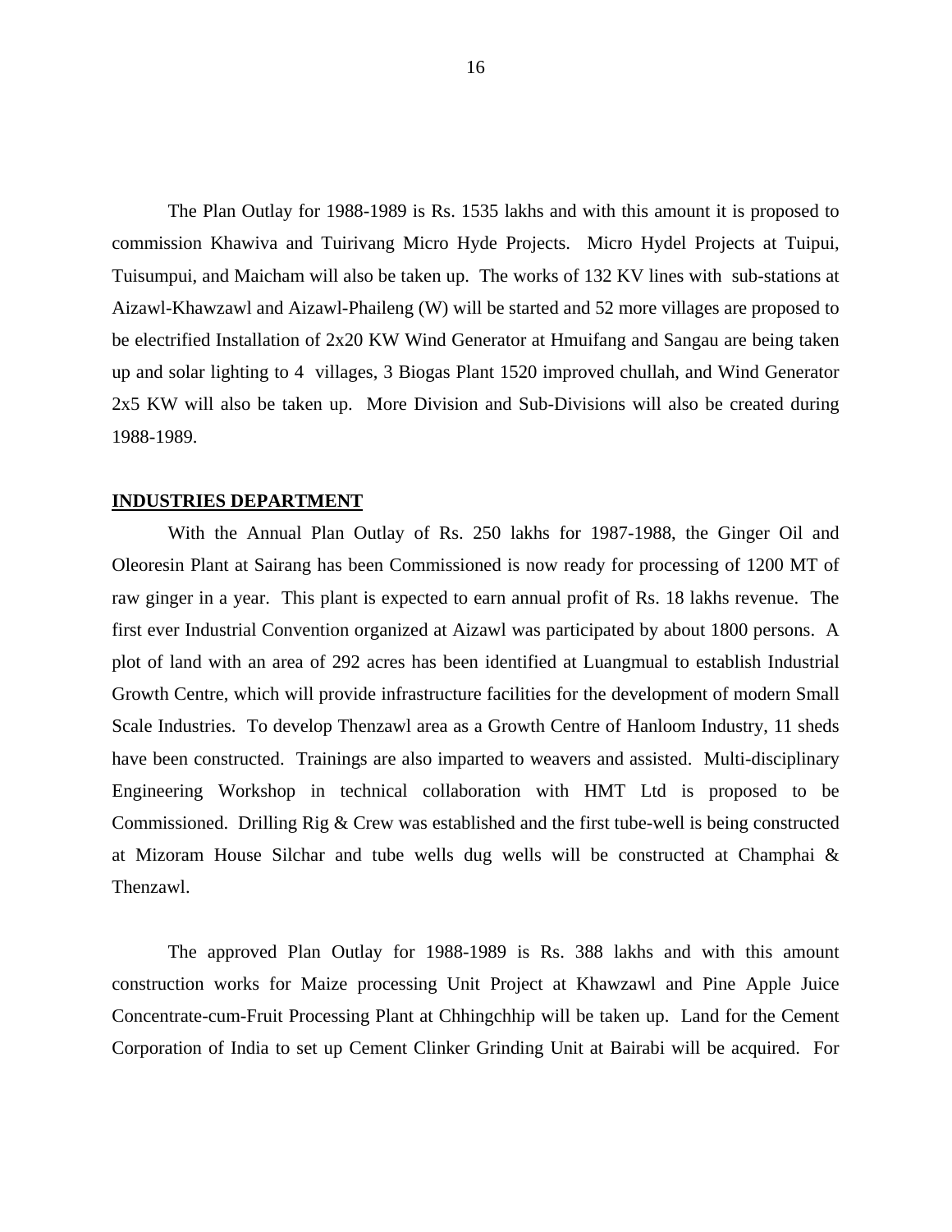The Plan Outlay for 1988-1989 is Rs. 1535 lakhs and with this amount it is proposed to commission Khawiva and Tuirivang Micro Hyde Projects. Micro Hydel Projects at Tuipui, Tuisumpui, and Maicham will also be taken up. The works of 132 KV lines with sub-stations at Aizawl-Khawzawl and Aizawl-Phaileng (W) will be started and 52 more villages are proposed to be electrified Installation of 2x20 KW Wind Generator at Hmuifang and Sangau are being taken up and solar lighting to 4 villages, 3 Biogas Plant 1520 improved chullah, and Wind Generator 2x5 KW will also be taken up. More Division and Sub-Divisions will also be created during 1988-1989.

## INDUSTRIES DEPARTMENT

With the Annual Plan Outlay of Rs. 250 lakhs for 1987-1988, the Ginger Oil and Oleoresin Plant at Sairang has been Commissioned is now ready for processing of 1200 MT of raw ginger in a year. This plant is expected to earn annual profit of Rs. 18 lakhs revenue. The first ever Industrial Convention organized at Aizawl was participated by about 1800 persons. A plot of land with an area of 292 acres has been identified at Luangmual to establish Industrial Growth Centre, which will provide infrastructure facilities for the development of modern Small Scale Industries. To develop Thenzawl area as a Growth Centre of Hanloom Industry, 11 sheds have been constructed. Trainings are also imparted to weavers and assisted. Multi-disciplinary Engineering Workshop in technical collaboration with HMT Ltd is proposed to be Commissioned. Drilling Rig & Crew was established and the first tube-well is being constructed at Mizoram House Silchar and tube wells dug wells will be constructed at Champhai & Thenzawl.

The approved Plan Outlay for 1988-1989 is Rs. 388 lakhs and with this amount construction works for Maize processing Unit Project at Khawzawl and Pine Apple Juice Concentrate-cum-Fruit Processing Plant at Chhingchhip will be taken up. Land for the Cement Corporation of India to set up Cement Clinker Grinding Unit at Bairabi will be acquired. For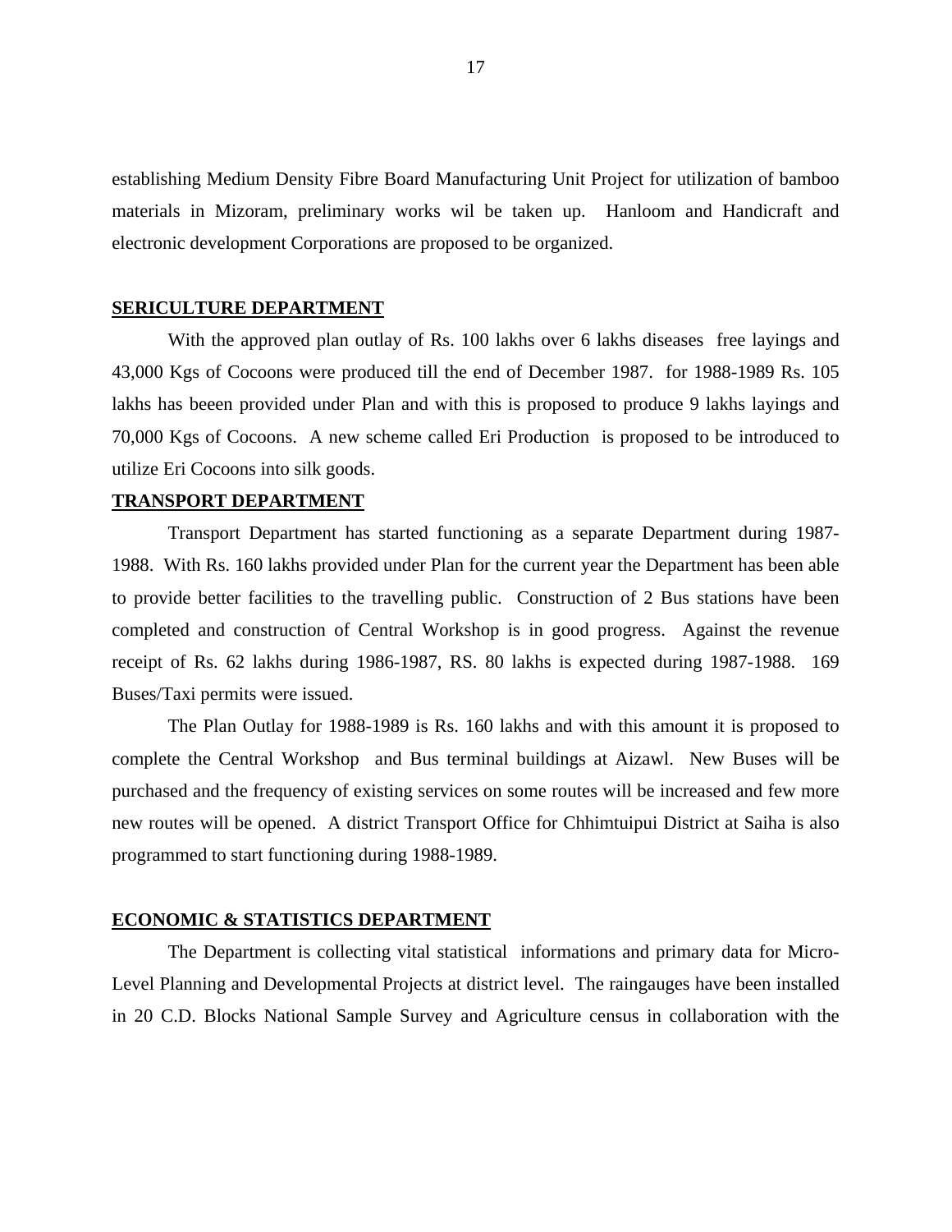establishing Medium Density Fibre Board Manufacturing Unit Project for utilization of bamboo materials in Mizoram, preliminary works wil be taken up. Hanloom and Handicraft and electronic development Corporations are proposed to be organized.

**SERICULTURE DEPARTMENT**

With the approved plan outlay of Rs. 100 lakhs over 6 lakhs diseases free layings and 43,000 Kgs of Cocoons were produced till the end of December 1987. for 1988-1989 Rs. 105 lakhs has beeen provided under Plan and with this is proposed to produce 9 lakhs layings and 70,000 Kgs of Cocoons. A new scheme called Eri Production is proposed to be introduced to utilize Eri Cocoons into silk goods.

**TRANSPORT DEPARTMENT**

Transport Department has started functioning as a separate Department during 1987-1988. With Rs. 160 lakhs provided under Plan for the current year the Department has been able to provide better facilities to the travelling public. Construction of 2 Bus stations have been completed and construction of Central Workshop is in good progress. Against the revenue receipt of Rs. 62 lakhs during 1986-1987, RS. 80 lakhs is expected during 1987-1988. 169 Buses/Taxi permits were issued.

The Plan Outlay for 1988-1989 is Rs. 160 lakhs and with this amount it is proposed to complete the Central Workshop and Bus terminal buildings at Aizawl. New Buses will be purchased and the frequency of existing services on some routes will be increased and few more new routes will be opened. A district Transport Office for Chhimtuipui District at Saiha is also programmed to start functioning during 1988-1989.

**ECONOMIC & STATISTICS DEPARTMENT**

The Department is collecting vital statistical informations and primary data for Micro-Level Planning and Developmental Projects at district level. The raingauges have been installed in 20 C.D. Blocks National Sample Survey and Agriculture census in collaboration with the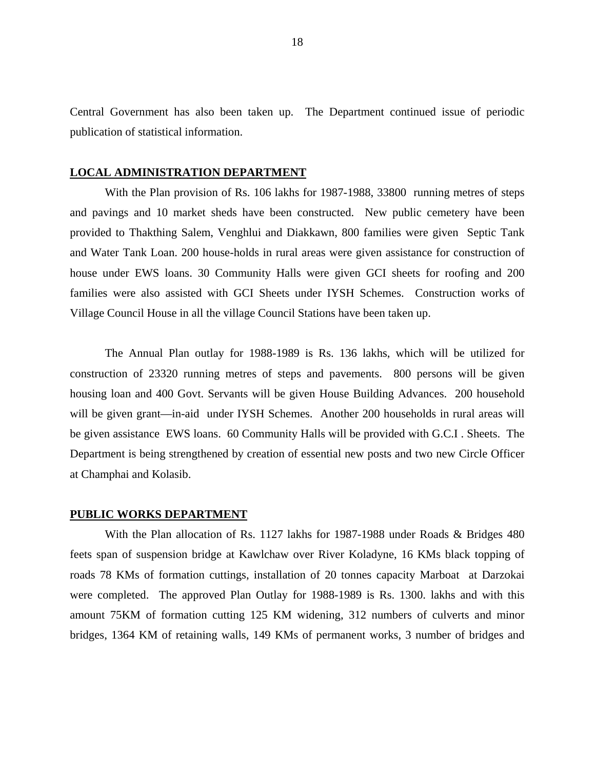Central Government has also been taken up. The Department continued issue of periodic publication of statistical information.

**LOCAL ADMINISTRATION DEPARTMENT**

With the Plan provision of Rs. 106 lakhs for 1987-1988, 33800 running metres of steps and pavings and 10 market sheds have been constructed. New public cemetery have been provided to Thakthing Salem, Venghlui and Diakkawn, 800 families were given Septic Tank and Water Tank Loan. 200 house-holds in rural areas were given assistance for construction of house under EWS loans. 30 Community Halls were given GCI sheets for roofing and 200 families were also assisted with GCI Sheets under IYSH Schemes. Construction works of Village Council House in all the village Council Stations have been taken up.

The Annual Plan outlay for 1988-1989 is Rs. 136 lakhs, which will be utilized for construction of 23320 running metres of steps and pavements. 800 persons will be given housing loan and 400 Govt. Servants will be given House Building Advances. 200 household will be given grant—in-aid under IYSH Schemes. Another 200 households in rural areas will be given assistance EWS loans. 60 Community Halls will be provided with G.C.I . Sheets. The Department is being strengthened by creation of essential new posts and two new Circle Officer at Champhai and Kolasib.

**PUBLIC WORKS DEPARTMENT**

With the Plan allocation of Rs. 1127 lakhs for 1987-1988 under Roads & Bridges 480 feets span of suspension bridge at Kawlchaw over River Koladyne, 16 KMs black topping of roads 78 KMs of formation cuttings, installation of 20 tonnes capacity Marboat at Darzokai were completed. The approved Plan Outlay for 1988-1989 is Rs. 1300. lakhs and with this amount 75KM of formation cutting 125 KM widening, 312 numbers of culverts and minor bridges, 1364 KM of retaining walls, 149 KMs of permanent works, 3 number of bridges and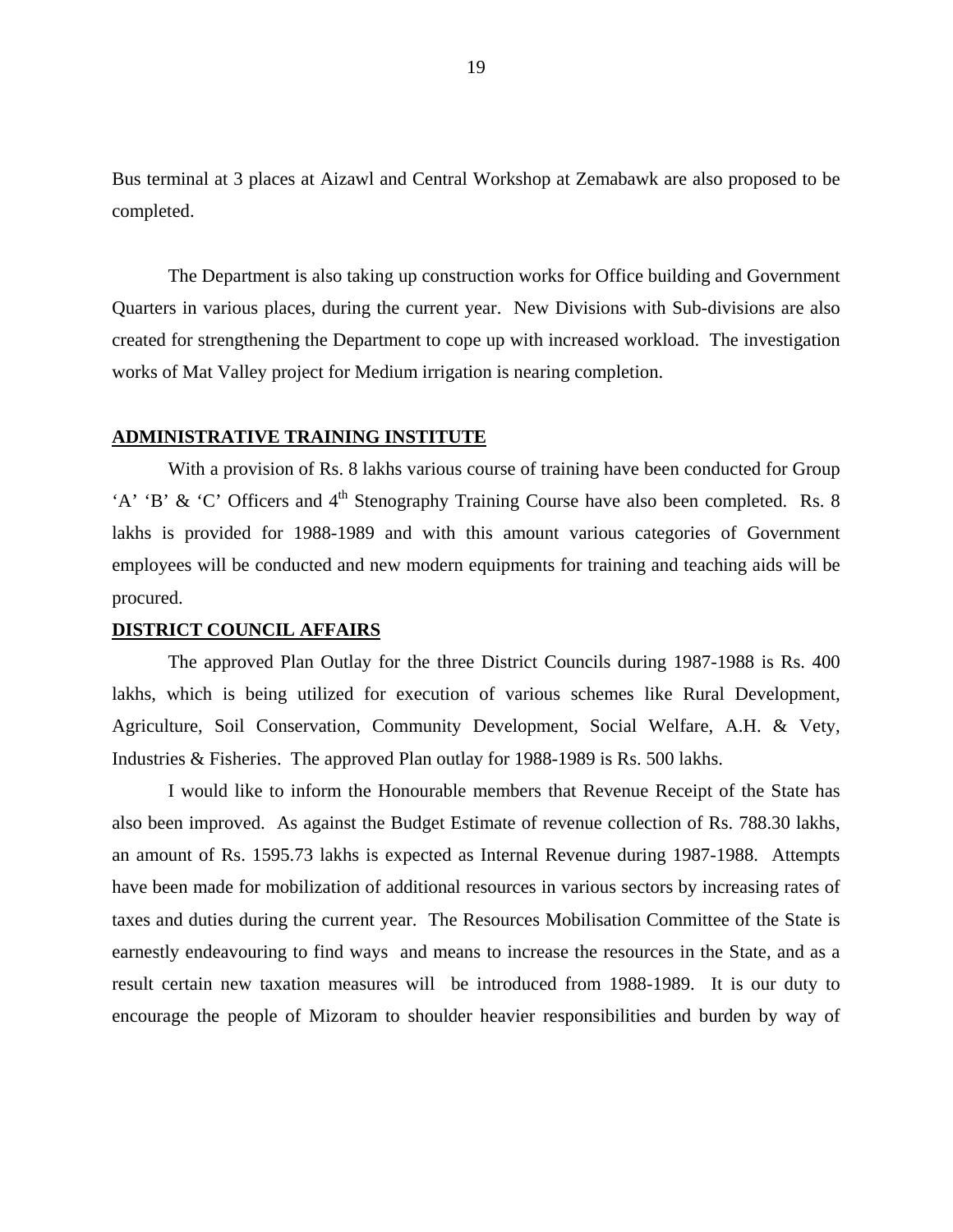Bus terminal at 3 places at Aizawl and Central Workshop at Zemabawk are also proposed to be completed.

The Department is also taking up construction works for Office building and Government Quarters in various places, during the current year. New Divisions with Sub-divisions are also created for strengthening the Department to cope up with increased workload. The investigation works of Mat Valley project for Medium irrigation is nearing completion.

## ADMINISTRATIVE TRAINING INSTITUTE

With a provision of Rs. 8 lakhs various course of training have been conducted for Group 'A' 'B' & 'C' Officers and 4th Stenography Training Course have also been completed. Rs. 8 lakhs is provided for 1988-1989 and with this amount various categories of Government employees will be conducted and new modern equipments for training and teaching aids will be procured.

## DISTRICT COUNCIL AFFAIRS

The approved Plan Outlay for the three District Councils during 1987-1988 is Rs. 400 lakhs, which is being utilized for execution of various schemes like Rural Development, Agriculture, Soil Conservation, Community Development, Social Welfare, A.H. & Vety, Industries & Fisheries. The approved Plan outlay for 1988-1989 is Rs. 500 lakhs.

I would like to inform the Honourable members that Revenue Receipt of the State has also been improved. As against the Budget Estimate of revenue collection of Rs. 788.30 lakhs, an amount of Rs. 1595.73 lakhs is expected as Internal Revenue during 1987-1988. Attempts have been made for mobilization of additional resources in various sectors by increasing rates of taxes and duties during the current year. The Resources Mobilisation Committee of the State is earnestly endeavouring to find ways and means to increase the resources in the State, and as a result certain new taxation measures will be introduced from 1988-1989. It is our duty to encourage the people of Mizoram to shoulder heavier responsibilities and burden by way of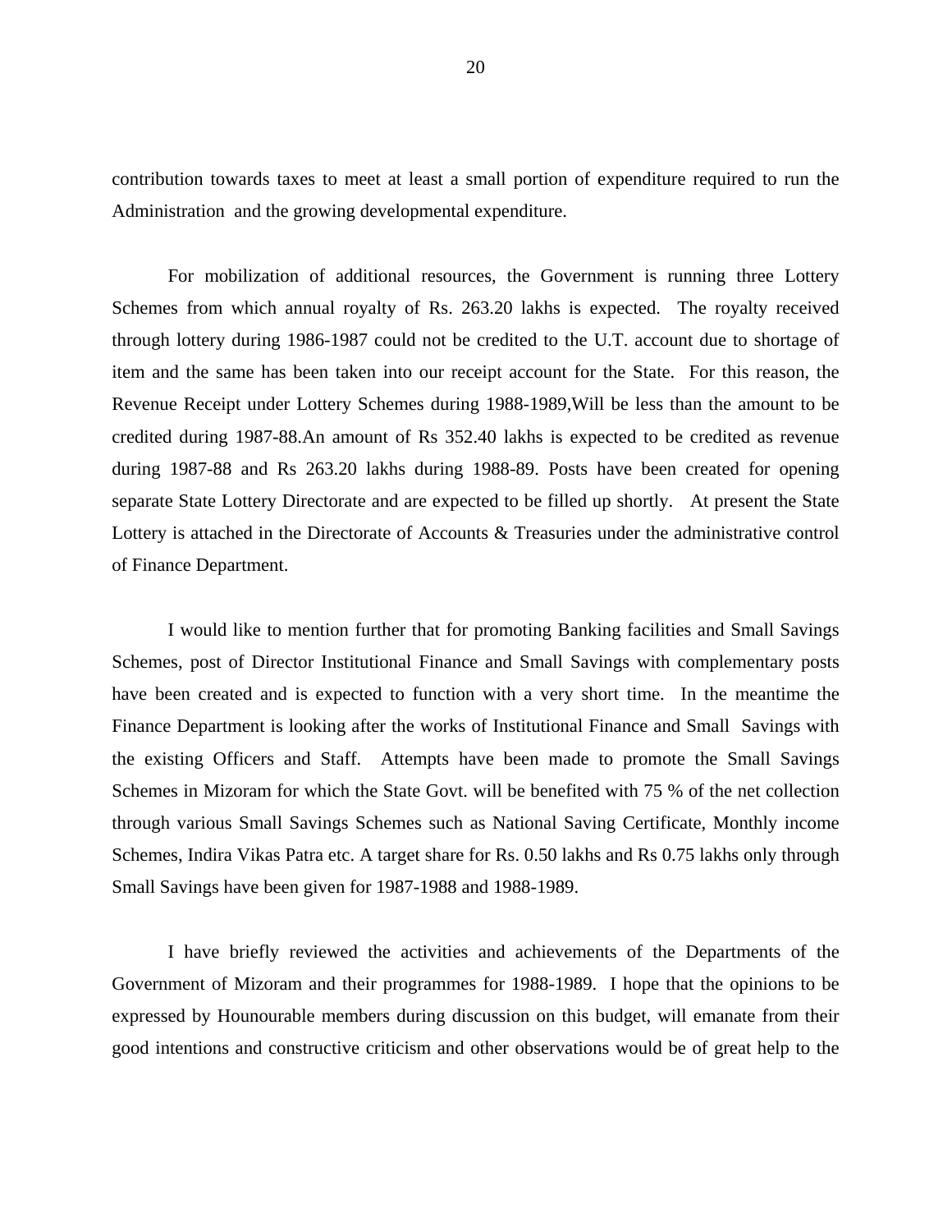contribution towards taxes to meet at least a small portion of expenditure required to run the Administration and the growing developmental expenditure.

For mobilization of additional resources, the Government is running three Lottery Schemes from which annual royalty of Rs. 263.20 lakhs is expected. The royalty received through lottery during 1986-1987 could not be credited to the U.T. account due to shortage of item and the same has been taken into our receipt account for the State. For this reason, the Revenue Receipt under Lottery Schemes during 1988-1989,Will be less than the amount to be credited during 1987-88.An amount of Rs 352.40 lakhs is expected to be credited as revenue during 1987-88 and Rs 263.20 lakhs during 1988-89. Posts have been created for opening separate State Lottery Directorate and are expected to be filled up shortly. At present the State Lottery is attached in the Directorate of Accounts & Treasuries under the administrative control of Finance Department.

I would like to mention further that for promoting Banking facilities and Small Savings Schemes, post of Director Institutional Finance and Small Savings with complementary posts have been created and is expected to function with a very short time. In the meantime the Finance Department is looking after the works of Institutional Finance and Small Savings with the existing Officers and Staff. Attempts have been made to promote the Small Savings Schemes in Mizoram for which the State Govt. will be benefited with 75 % of the net collection through various Small Savings Schemes such as National Saving Certificate, Monthly income Schemes, Indira Vikas Patra etc. A target share for Rs. 0.50 lakhs and Rs 0.75 lakhs only through Small Savings have been given for 1987-1988 and 1988-1989.

I have briefly reviewed the activities and achievements of the Departments of the Government of Mizoram and their programmes for 1988-1989. I hope that the opinions to be expressed by Hounourable members during discussion on this budget, will emanate from their good intentions and constructive criticism and other observations would be of great help to the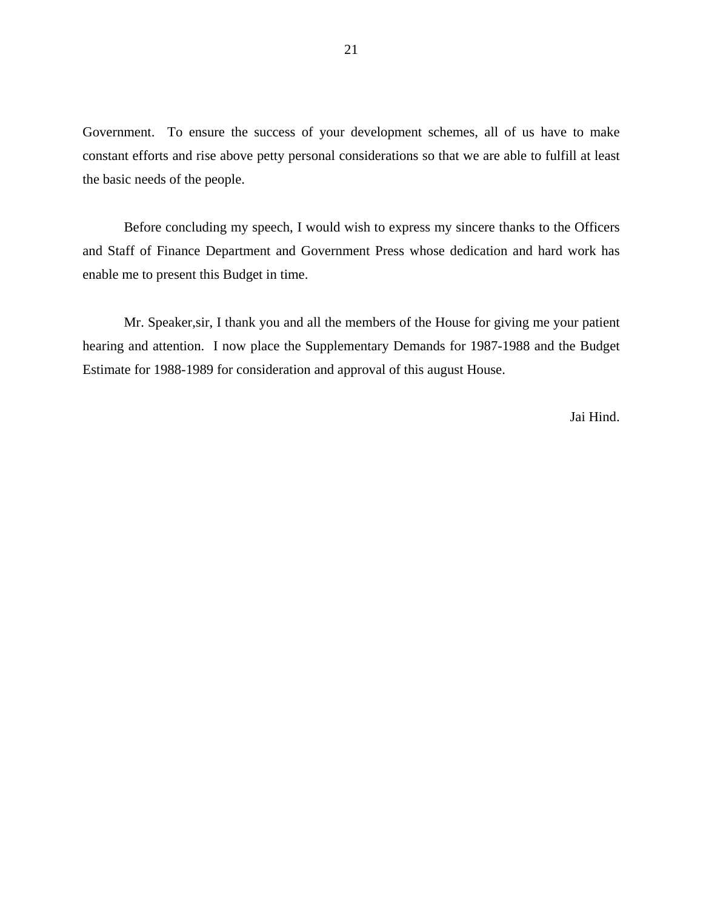Government. To ensure the success of your development schemes, all of us have to make constant efforts and rise above petty personal considerations so that we are able to fulfill at least the basic needs of the people.

Before concluding my speech, I would wish to express my sincere thanks to the Officers and Staff of Finance Department and Government Press whose dedication and hard work has enable me to present this Budget in time.

Mr. Speaker,sir, I thank you and all the members of the House for giving me your patient hearing and attention. I now place the Supplementary Demands for 1987-1988 and the Budget Estimate for 1988-1989 for consideration and approval of this august House.

Jai Hind.